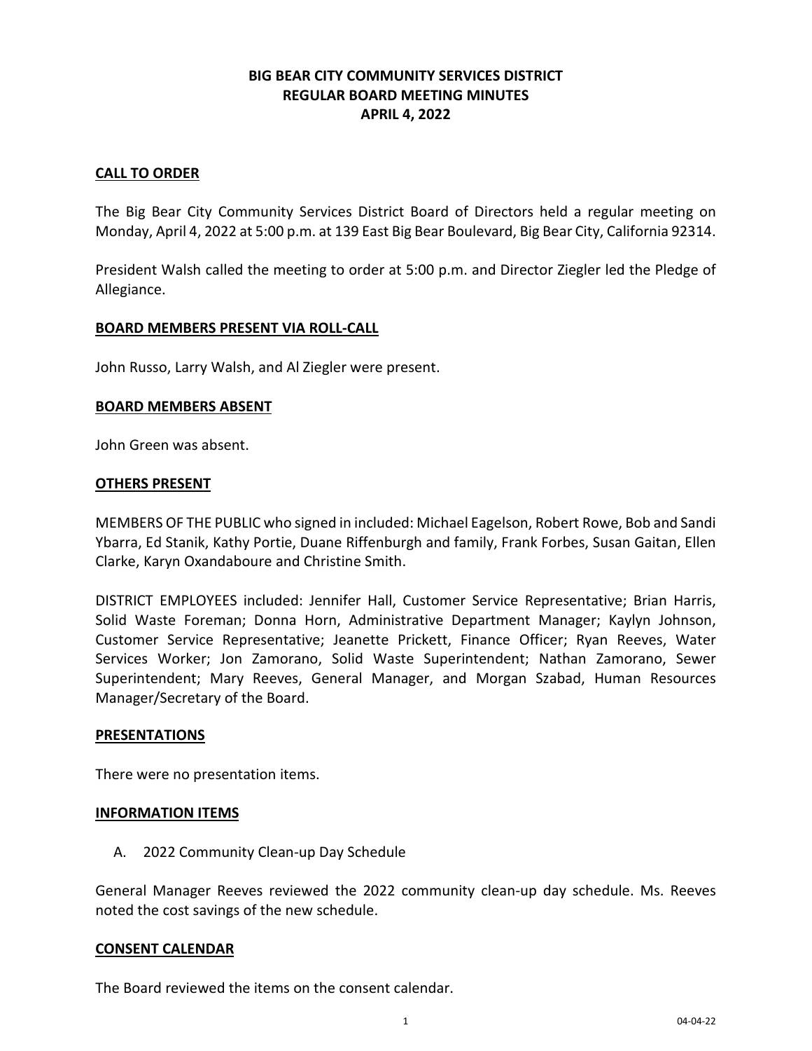# BIG BEAR CITY COMMUNITY SERVICES DISTRICT
## REGULAR BOARD MEETING MINUTES
## APRIL 4, 2022

**CALL TO ORDER**

The Big Bear City Community Services District Board of Directors held a regular meeting on Monday, April 4, 2022 at 5:00 p.m. at 139 East Big Bear Boulevard, Big Bear City, California 92314.

President Walsh called the meeting to order at 5:00 p.m. and Director Ziegler led the Pledge of Allegiance.

**BOARD MEMBERS PRESENT VIA ROLL-CALL**

John Russo, Larry Walsh, and Al Ziegler were present.

**BOARD MEMBERS ABSENT**

John Green was absent.

**OTHERS PRESENT**

MEMBERS OF THE PUBLIC who signed in included: Michael Eagelson, Robert Rowe, Bob and Sandi Ybarra, Ed Stanik, Kathy Portie, Duane Riffenburgh and family, Frank Forbes, Susan Gaitan, Ellen Clarke, Karyn Oxandaboure and Christine Smith.

DISTRICT EMPLOYEES included: Jennifer Hall, Customer Service Representative; Brian Harris, Solid Waste Foreman; Donna Horn, Administrative Department Manager; Kaylyn Johnson, Customer Service Representative; Jeanette Prickett, Finance Officer; Ryan Reeves, Water Services Worker; Jon Zamorano, Solid Waste Superintendent; Nathan Zamorano, Sewer Superintendent; Mary Reeves, General Manager, and Morgan Szabad, Human Resources Manager/Secretary of the Board.

**PRESENTATIONS**

There were no presentation items.

**INFORMATION ITEMS**

A. 2022 Community Clean-up Day Schedule

General Manager Reeves reviewed the 2022 community clean-up day schedule. Ms. Reeves noted the cost savings of the new schedule.

**CONSENT CALENDAR**

The Board reviewed the items on the consent calendar.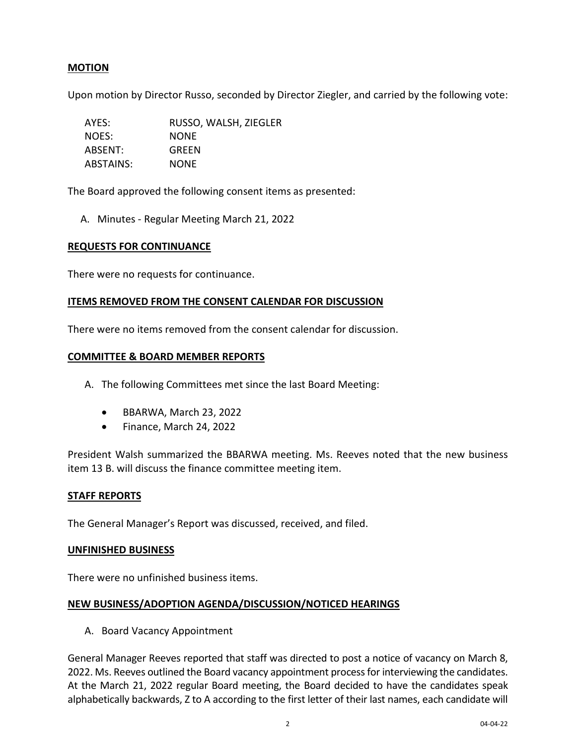**MOTION**

Upon motion by Director Russo, seconded by Director Ziegler, and carried by the following vote:

| | |
|---|---|
| AYES: | RUSSO, WALSH, ZIEGLER |
| NOES: | NONE |
| ABSENT: | GREEN |
| ABSTAINS: | NONE |

The Board approved the following consent items as presented:

A. Minutes - Regular Meeting March 21, 2022

**REQUESTS FOR CONTINUANCE**

There were no requests for continuance.

**ITEMS REMOVED FROM THE CONSENT CALENDAR FOR DISCUSSION**

There were no items removed from the consent calendar for discussion.

**COMMITTEE & BOARD MEMBER REPORTS**

A. The following Committees met since the last Board Meeting:

- BBARWA, March 23, 2022
- Finance, March 24, 2022

President Walsh summarized the BBARWA meeting. Ms. Reeves noted that the new business item 13 B. will discuss the finance committee meeting item.

**STAFF REPORTS**

The General Manager's Report was discussed, received, and filed.

**UNFINISHED BUSINESS**

There were no unfinished business items.

**NEW BUSINESS/ADOPTION AGENDA/DISCUSSION/NOTICED HEARINGS**

A. Board Vacancy Appointment

General Manager Reeves reported that staff was directed to post a notice of vacancy on March 8, 2022. Ms. Reeves outlined the Board vacancy appointment process for interviewing the candidates. At the March 21, 2022 regular Board meeting, the Board decided to have the candidates speak alphabetically backwards, Z to A according to the first letter of their last names, each candidate will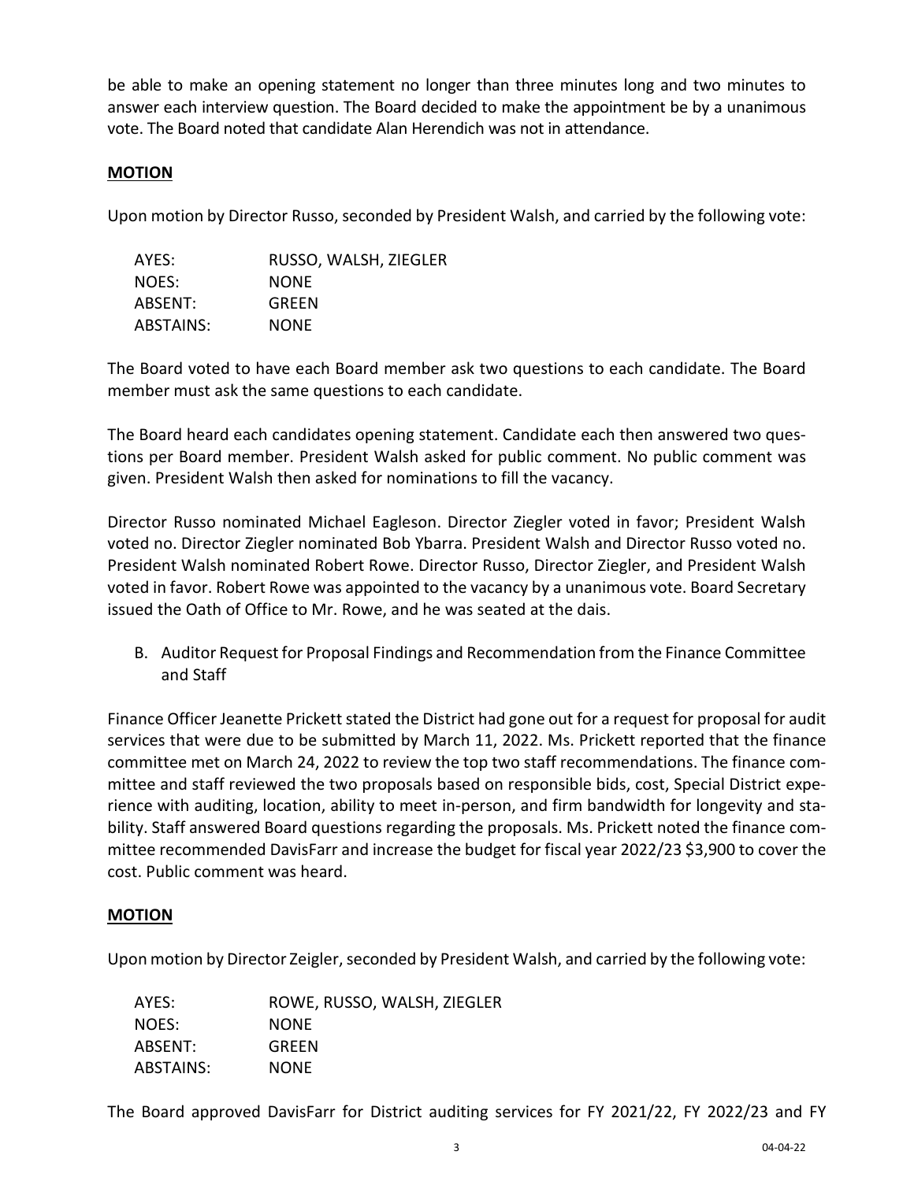be able to make an opening statement no longer than three minutes long and two minutes to answer each interview question. The Board decided to make the appointment be by a unanimous vote. The Board noted that candidate Alan Herendich was not in attendance.

**MOTION**

Upon motion by Director Russo, seconded by President Walsh, and carried by the following vote:

| | |
|---|---|
| AYES: | RUSSO, WALSH, ZIEGLER |
| NOES: | NONE |
| ABSENT: | GREEN |
| ABSTAINS: | NONE |

The Board voted to have each Board member ask two questions to each candidate. The Board member must ask the same questions to each candidate.

The Board heard each candidates opening statement. Candidate each then answered two questions per Board member. President Walsh asked for public comment. No public comment was given. President Walsh then asked for nominations to fill the vacancy.

Director Russo nominated Michael Eagleson. Director Ziegler voted in favor; President Walsh voted no. Director Ziegler nominated Bob Ybarra. President Walsh and Director Russo voted no. President Walsh nominated Robert Rowe. Director Russo, Director Ziegler, and President Walsh voted in favor. Robert Rowe was appointed to the vacancy by a unanimous vote. Board Secretary issued the Oath of Office to Mr. Rowe, and he was seated at the dais.

B. Auditor Request for Proposal Findings and Recommendation from the Finance Committee and Staff

Finance Officer Jeanette Prickett stated the District had gone out for a request for proposal for audit services that were due to be submitted by March 11, 2022. Ms. Prickett reported that the finance committee met on March 24, 2022 to review the top two staff recommendations. The finance committee and staff reviewed the two proposals based on responsible bids, cost, Special District experience with auditing, location, ability to meet in-person, and firm bandwidth for longevity and stability. Staff answered Board questions regarding the proposals. Ms. Prickett noted the finance committee recommended DavisFarr and increase the budget for fiscal year 2022/23 $3,900 to cover the cost. Public comment was heard.

**MOTION**

Upon motion by Director Zeigler, seconded by President Walsh, and carried by the following vote:

| | |
|---|---|
| AYES: | ROWE, RUSSO, WALSH, ZIEGLER |
| NOES: | NONE |
| ABSENT: | GREEN |
| ABSTAINS: | NONE |

The Board approved DavisFarr for District auditing services for FY 2021/22, FY 2022/23 and FY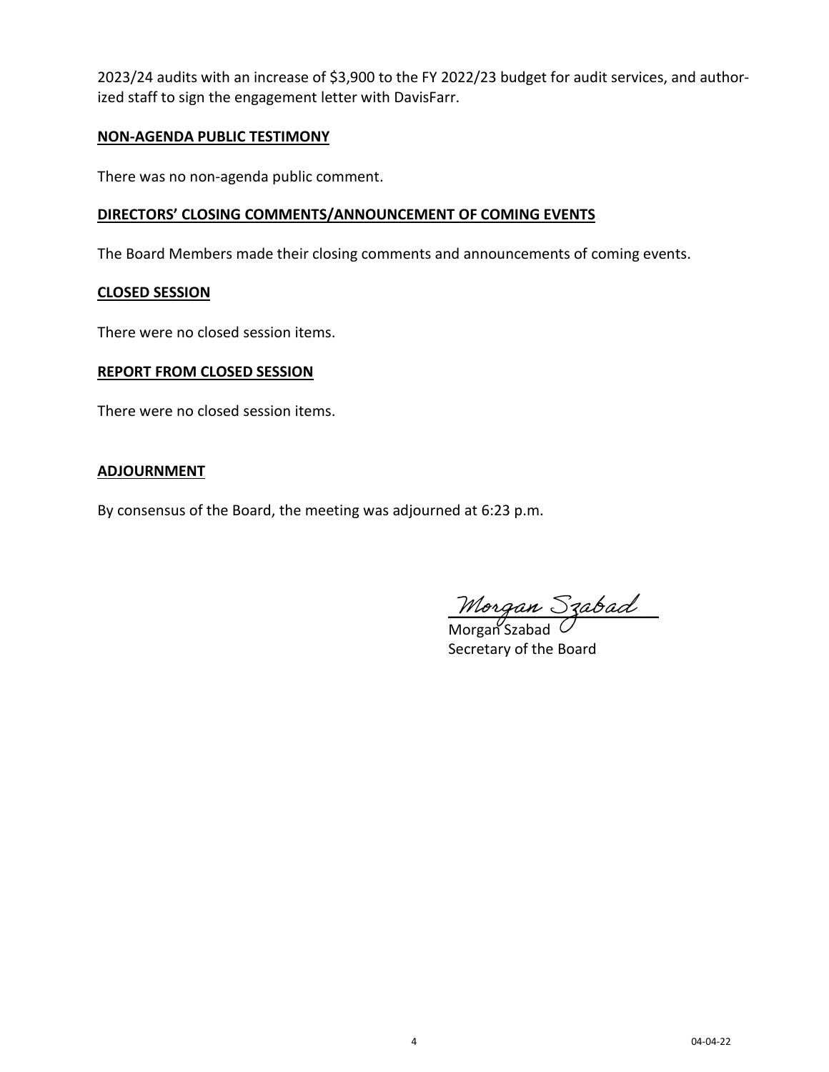2023/24 audits with an increase of $3,900 to the FY 2022/23 budget for audit services, and authorized staff to sign the engagement letter with DavisFarr.

**NON-AGENDA PUBLIC TESTIMONY**

There was no non-agenda public comment.

**DIRECTORS' CLOSING COMMENTS/ANNOUNCEMENT OF COMING EVENTS**

The Board Members made their closing comments and announcements of coming events.

**CLOSED SESSION**

There were no closed session items.

**REPORT FROM CLOSED SESSION**

There were no closed session items.

**ADJOURNMENT**

By consensus of the Board, the meeting was adjourned at 6:23 p.m.

Morgan Szabad

Morgan Szabad
Secretary of the Board